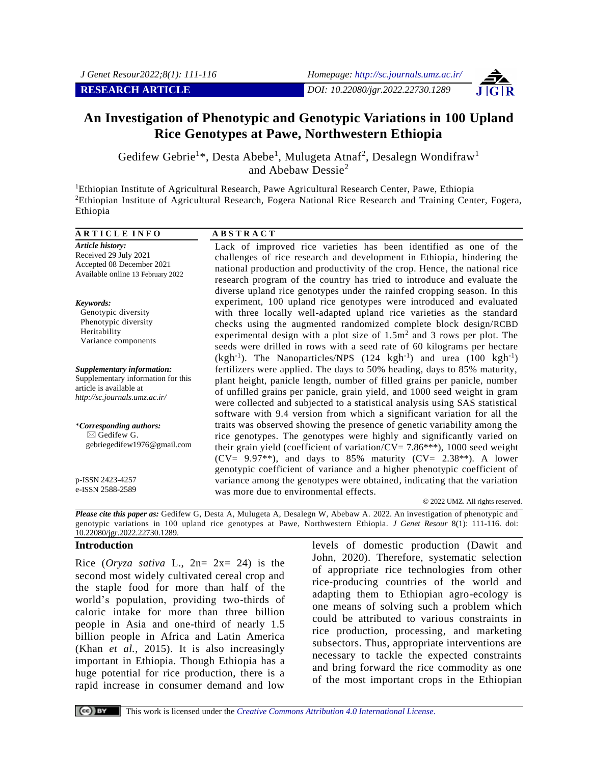RESEARCH ARTICLE

DOI: 10.22080/jgr.2022.22730.1289

# An Investigation of Phenotypic and Genotypic Variations in 100 Upland Rice Genotypes at Pawe, Northwestern Ethiopia

Gedifew Gebrie[1]*, Desta Abebe[1], Mulugeta Atnaf[2], Desalegn Wondifraw[1] and Abebaw Dessie[2]

[1]Ethiopian Institute of Agricultural Research, Pawe Agricultural Research Center, Pawe, Ethiopia
[2]Ethiopian Institute of Agricultural Research, Fogera National Rice Research and Training Center, Fogera, Ethiopia

**ARTICLE INFO**

*Article history:*
Received 29 July 2021
Accepted 08 December 2021
Available online 13 February 2022

*Keywords:*
Genotypic diversity
Phenotypic diversity
Heritability
Variance components

*Supplementary information:*
Supplementary information for this article is available at *http://sc.journals.umz.ac.ir/*

*\*Corresponding authors:*
Gedifew G.
gebriegedifew1976@gmail.com

p-ISSN 2423-4257
e-ISSN 2588-2589

**ABSTRACT**

Lack of improved rice varieties has been identified as one of the challenges of rice research and development in Ethiopia, hindering the national production and productivity of the crop. Hence, the national rice research program of the country has tried to introduce and evaluate the diverse upland rice genotypes under the rainfed cropping season. In this experiment, 100 upland rice genotypes were introduced and evaluated with three locally well-adapted upland rice varieties as the standard checks using the augmented randomized complete block design/RCBD experimental design with a plot size of $1.5m^2$ and 3 rows per plot. The seeds were drilled in rows with a seed rate of 60 kilograms per hectare ($kgh^{-1}$). The Nanoparticles/NPS (124 $kgh^{-1}$) and urea (100 $kgh^{-1}$) fertilizers were applied. The days to 50% heading, days to 85% maturity, plant height, panicle length, number of filled grains per panicle, number of unfilled grains per panicle, grain yield, and 1000 seed weight in gram were collected and subjected to a statistical analysis using SAS statistical software with 9.4 version from which a significant variation for all the traits was observed showing the presence of genetic variability among the rice genotypes. The genotypes were highly and significantly varied on their grain yield (coefficient of variation/CV= 7.86\*\*\*), 1000 seed weight (CV= 9.97\*\*), and days to 85% maturity (CV= 2.38\*\*). A lower genotypic coefficient of variance and a higher phenotypic coefficient of variance among the genotypes were obtained, indicating that the variation was more due to environmental effects.

© 2022 UMZ. All rights reserved.

***Please cite this paper as:*** Gedifew G, Desta A, Mulugeta A, Desalegn W, Abebaw A. 2022. An investigation of phenotypic and genotypic variations in 100 upland rice genotypes at Pawe, Northwestern Ethiopia. *J Genet Resour* 8(1): 111-116. doi: 10.22080/jgr.2022.22730.1289.

## Introduction

Rice (*Oryza sativa* L., 2n= 2x= 24) is the second most widely cultivated cereal crop and the staple food for more than half of the world's population, providing two-thirds of caloric intake for more than three billion people in Asia and one-third of nearly 1.5 billion people in Africa and Latin America (Khan *et al.*, 2015). It is also increasingly important in Ethiopia. Though Ethiopia has a huge potential for rice production, there is a rapid increase in consumer demand and low levels of domestic production (Dawit and John, 2020). Therefore, systematic selection of appropriate rice technologies from other rice-producing countries of the world and adapting them to Ethiopian agro-ecology is one means of solving such a problem which could be attributed to various constraints in rice production, processing, and marketing subsectors. Thus, appropriate interventions are necessary to tackle the expected constraints and bring forward the rice commodity as one of the most important crops in the Ethiopian

This work is licensed under the *Creative Commons Attribution 4.0 International License.*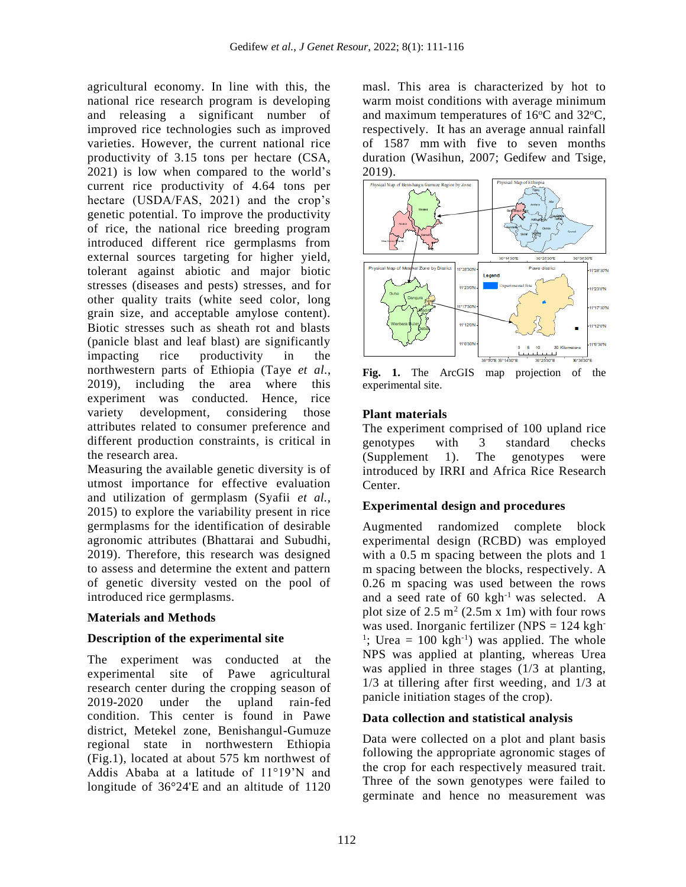agricultural economy. In line with this, the national rice research program is developing and releasing a significant number of improved rice technologies such as improved varieties. However, the current national rice productivity of 3.15 tons per hectare (CSA, 2021) is low when compared to the world's current rice productivity of 4.64 tons per hectare (USDA/FAS, 2021) and the crop's genetic potential. To improve the productivity of rice, the national rice breeding program introduced different rice germplasms from external sources targeting for higher yield, tolerant against abiotic and major biotic stresses (diseases and pests) stresses, and for other quality traits (white seed color, long grain size, and acceptable amylose content). Biotic stresses such as sheath rot and blasts (panicle blast and leaf blast) are significantly impacting rice productivity in the northwestern parts of Ethiopia (Taye *et al.*, 2019), including the area where this experiment was conducted. Hence, rice variety development, considering those attributes related to consumer preference and different production constraints, is critical in the research area.

Measuring the available genetic diversity is of utmost importance for effective evaluation and utilization of germplasm (Syafii *et al.*, 2015) to explore the variability present in rice germplasms for the identification of desirable agronomic attributes (Bhattarai and Subudhi, 2019). Therefore, this research was designed to assess and determine the extent and pattern of genetic diversity vested on the pool of introduced rice germplasms.

## Materials and Methods

### Description of the experimental site

The experiment was conducted at the experimental site of Pawe agricultural research center during the cropping season of 2019-2020 under the upland rain-fed condition. This center is found in Pawe district, Metekel zone, Benishangul-Gumuze regional state in northwestern Ethiopia (Fig.1), located at about 575 km northwest of Addis Ababa at a latitude of 11°19'N and longitude of 36°24'E and an altitude of 1120 masl. This area is characterized by hot to warm moist conditions with average minimum and maximum temperatures of 16°C and 32°C, respectively. It has an average annual rainfall of 1587 mm with five to seven months duration (Wasihun, 2007; Gedifew and Tsige, 2019).

**Fig. 1.** The ArcGIS map projection of the experimental site.

### Plant materials

The experiment comprised of 100 upland rice genotypes with 3 standard checks (Supplement 1). The genotypes were introduced by IRRI and Africa Rice Research Center.

### Experimental design and procedures

Augmented randomized complete block experimental design (RCBD) was employed with a 0.5 m spacing between the plots and 1 m spacing between the blocks, respectively. A 0.26 m spacing was used between the rows and a seed rate of 60 kgh$^{-1}$ was selected. A plot size of 2.5 m$^2$ (2.5m x 1m) with four rows was used. Inorganic fertilizer (NPS = 124 kgh$^{-1}$; Urea = 100 kgh$^{-1}$) was applied. The whole NPS was applied at planting, whereas Urea was applied in three stages (1/3 at planting, 1/3 at tillering after first weeding, and 1/3 at panicle initiation stages of the crop).

### Data collection and statistical analysis

Data were collected on a plot and plant basis following the appropriate agronomic stages of the crop for each respectively measured trait. Three of the sown genotypes were failed to germinate and hence no measurement was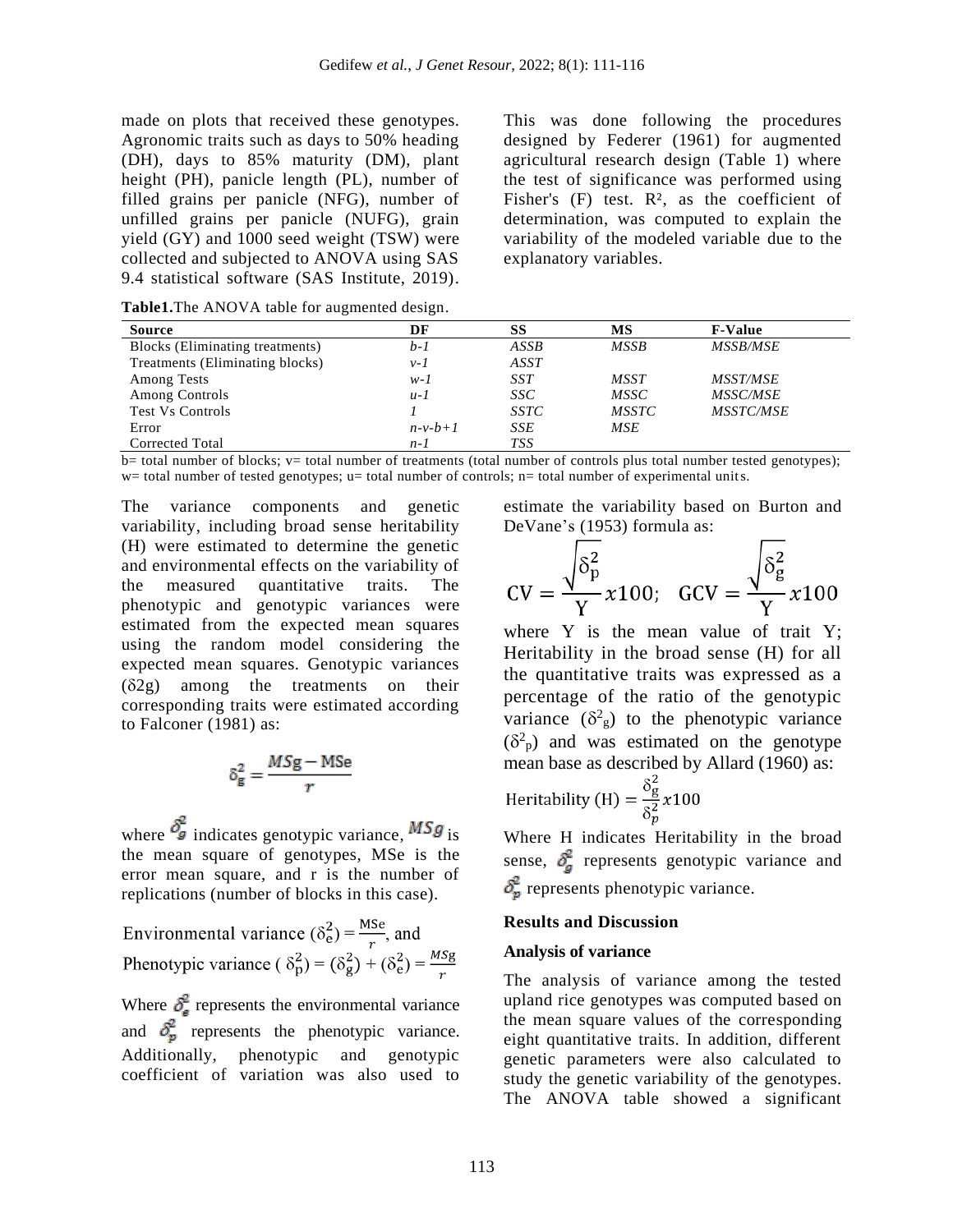made on plots that received these genotypes. Agronomic traits such as days to 50% heading (DH), days to 85% maturity (DM), plant height (PH), panicle length (PL), number of filled grains per panicle (NFG), number of unfilled grains per panicle (NUFG), grain yield (GY) and 1000 seed weight (TSW) were collected and subjected to ANOVA using SAS 9.4 statistical software (SAS Institute, 2019). This was done following the procedures designed by Federer (1961) for augmented agricultural research design (Table 1) where the test of significance was performed using Fisher's (F) test. $R^2$, as the coefficient of determination, was computed to explain the variability of the modeled variable due to the explanatory variables.

**Table1.** The ANOVA table for augmented design.

| Source | DF | SS | MS | F-Value |
|---|---|---|---|---|
| Blocks (Eliminating treatments) | *b-1* | *ASSB* | *MSSB* | *MSSB/MSE* |
| Treatments (Eliminating blocks) | *v-1* | *ASST* | | |
| Among Tests | *w-1* | *SST* | *MSST* | *MSST/MSE* |
| Among Controls | *u-1* | *SSC* | *MSSC* | *MSSC/MSE* |
| Test Vs Controls | *1* | *SSTC* | *MSSTC* | *MSSTC/MSE* |
| Error | *n-v-b+1* | *SSE* | *MSE* | |
| Corrected Total | *n-1* | *TSS* | | |

b= total number of blocks; v= total number of treatments (total number of controls plus total number tested genotypes); w= total number of tested genotypes; u= total number of controls; n= total number of experimental units.

The variance components and genetic variability, including broad sense heritability (H) were estimated to determine the genetic and environmental effects on the variability of the measured quantitative traits. The phenotypic and genotypic variances were estimated from the expected mean squares using the random model considering the expected mean squares. Genotypic variances ($\delta 2g$) among the treatments on their corresponding traits were estimated according to Falconer (1981) as:

$$\delta_g^2 = \frac{MSg - \text{MSe}}{r}$$

where $\delta_g^2$ indicates genotypic variance, $MSg$ is the mean square of genotypes, MSe is the error mean square, and r is the number of replications (number of blocks in this case).

$$\text{Environmental variance } (\delta_e^2) = \frac{\text{MSe}}{r}, \text{ and}$$

$$\text{Phenotypic variance } (\delta_p^2) = (\delta_g^2) + (\delta_e^2) = \frac{MSg}{r}$$

Where $\delta_e^2$ represents the environmental variance and $\delta_p^2$ represents the phenotypic variance. Additionally, phenotypic and genotypic coefficient of variation was also used to estimate the variability based on Burton and DeVane's (1953) formula as:

$$\text{CV} = \frac{\sqrt{\delta_p^2}}{\text{Y}} x100; \quad \text{GCV} = \frac{\sqrt{\delta_g^2}}{\text{Y}} x100$$

where Y is the mean value of trait Y; Heritability in the broad sense (H) for all the quantitative traits was expressed as a percentage of the ratio of the genotypic variance ($\delta^2_g$) to the phenotypic variance ($\delta^2_p$) and was estimated on the genotype mean base as described by Allard (1960) as:

$$\text{Heritability (H)} = \frac{\delta_g^2}{\delta_p^2} x100$$

Where H indicates Heritability in the broad sense, $\delta_g^2$ represents genotypic variance and $\delta_p^2$ represents phenotypic variance.

## Results and Discussion

### Analysis of variance

The analysis of variance among the tested upland rice genotypes was computed based on the mean square values of the corresponding eight quantitative traits. In addition, different genetic parameters were also calculated to study the genetic variability of the genotypes. The ANOVA table showed a significant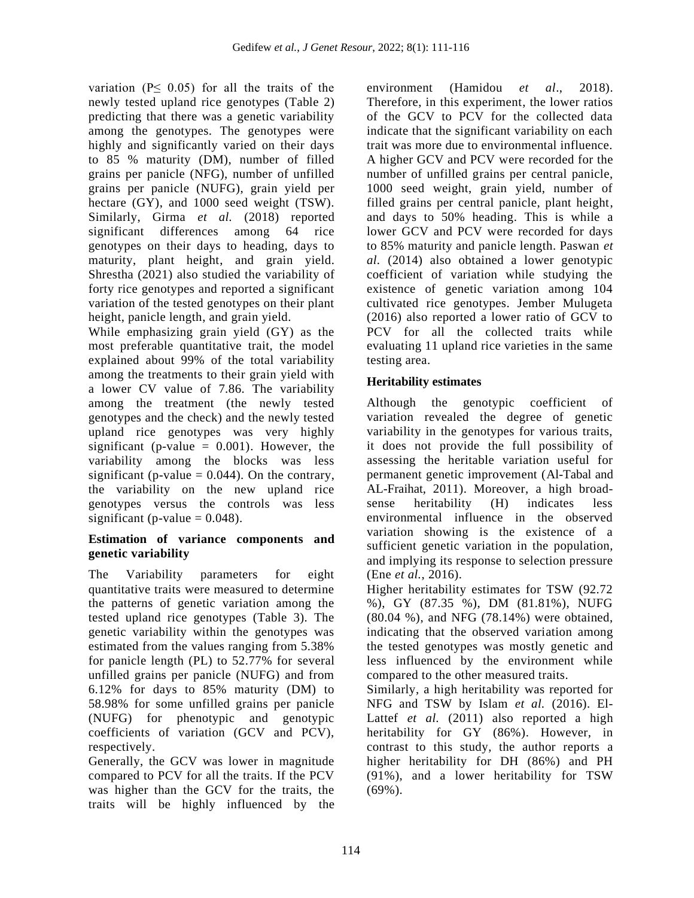variation ($P \leq 0.05$) for all the traits of the newly tested upland rice genotypes (Table 2) predicting that there was a genetic variability among the genotypes. The genotypes were highly and significantly varied on their days to 85 % maturity (DM), number of filled grains per panicle (NFG), number of unfilled grains per panicle (NUFG), grain yield per hectare (GY), and 1000 seed weight (TSW). Similarly, Girma *et al.* (2018) reported significant differences among 64 rice genotypes on their days to heading, days to maturity, plant height, and grain yield. Shrestha (2021) also studied the variability of forty rice genotypes and reported a significant variation of the tested genotypes on their plant height, panicle length, and grain yield.

While emphasizing grain yield (GY) as the most preferable quantitative trait, the model explained about 99% of the total variability among the treatments to their grain yield with a lower CV value of 7.86. The variability among the treatment (the newly tested genotypes and the check) and the newly tested upland rice genotypes was very highly significant (p-value = 0.001). However, the variability among the blocks was less significant (p-value = 0.044). On the contrary, the variability on the new upland rice genotypes versus the controls was less significant (p-value = 0.048).

**Estimation of variance components and genetic variability**

The Variability parameters for eight quantitative traits were measured to determine the patterns of genetic variation among the tested upland rice genotypes (Table 3). The genetic variability within the genotypes was estimated from the values ranging from 5.38% for panicle length (PL) to 52.77% for several unfilled grains per panicle (NUFG) and from 6.12% for days to 85% maturity (DM) to 58.98% for some unfilled grains per panicle (NUFG) for phenotypic and genotypic coefficients of variation (GCV and PCV), respectively.

Generally, the GCV was lower in magnitude compared to PCV for all the traits. If the PCV was higher than the GCV for the traits, the traits will be highly influenced by the environment (Hamidou *et al*., 2018). Therefore, in this experiment, the lower ratios of the GCV to PCV for the collected data indicate that the significant variability on each trait was more due to environmental influence. A higher GCV and PCV were recorded for the number of unfilled grains per central panicle, 1000 seed weight, grain yield, number of filled grains per central panicle, plant height, and days to 50% heading. This is while a lower GCV and PCV were recorded for days to 85% maturity and panicle length. Paswan *et al*. (2014) also obtained a lower genotypic coefficient of variation while studying the existence of genetic variation among 104 cultivated rice genotypes. Jember Mulugeta (2016) also reported a lower ratio of GCV to PCV for all the collected traits while evaluating 11 upland rice varieties in the same testing area.

**Heritability estimates**

Although the genotypic coefficient of variation revealed the degree of genetic variability in the genotypes for various traits, it does not provide the full possibility of assessing the heritable variation useful for permanent genetic improvement (Al-Tabal and AL-Fraihat, 2011). Moreover, a high broad-sense heritability (H) indicates less environmental influence in the observed variation showing is the existence of a sufficient genetic variation in the population, and implying its response to selection pressure (Ene *et al.*, 2016).

Higher heritability estimates for TSW (92.72 %), GY (87.35 %), DM (81.81%), NUFG (80.04 %), and NFG (78.14%) were obtained, indicating that the observed variation among the tested genotypes was mostly genetic and less influenced by the environment while compared to the other measured traits.

Similarly, a high heritability was reported for NFG and TSW by Islam *et al.* (2016). El-Lattef *et al.* (2011) also reported a high heritability for GY (86%). However, in contrast to this study, the author reports a higher heritability for DH (86%) and PH (91%), and a lower heritability for TSW (69%).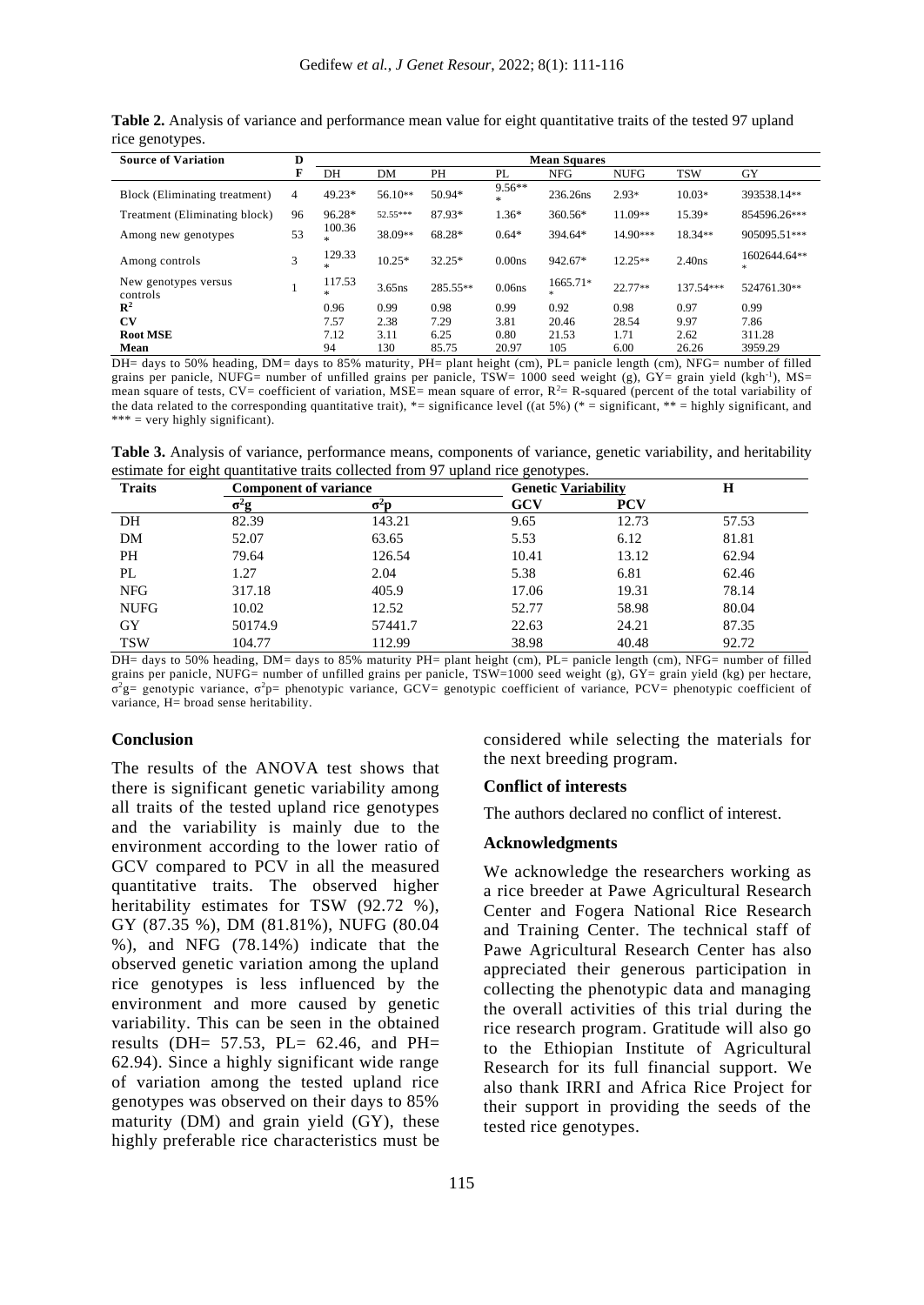**Table 2.** Analysis of variance and performance mean value for eight quantitative traits of the tested 97 upland rice genotypes.

| Source of Variation | DF | Mean Squares | | | | | | | |
|---|---|---|---|---|---|---|---|---|---|
| | | DH | DM | PH | PL | NFG | NUFG | TSW | GY |
| Block (Eliminating treatment) | 4 | 49.23* | 56.10** | 50.94* | 9.56*** | 236.26ns | 2.93* | 10.03* | 393538.14** |
| Treatment (Eliminating block) | 96 | 96.28* | 52.55*** | 87.93* | 1.36* | 360.56* | 11.09** | 15.39* | 854596.26*** |
| Among new genotypes | 53 | 100.36* | 38.09** | 68.28* | 0.64* | 394.64* | 14.90*** | 18.34** | 905095.51*** |
| Among controls | 3 | 129.33* | 10.25* | 32.25* | 0.00ns | 942.67* | 12.25** | 2.40ns | 1602644.64*** |
| New genotypes versus controls | 1 | 117.53* | 3.65ns | 285.55** | 0.06ns | 1665.71** | 22.77** | 137.54*** | 524761.30** |
| $R^2$ | | 0.96 | 0.99 | 0.98 | 0.99 | 0.92 | 0.98 | 0.97 | 0.99 |
| CV | | 7.57 | 2.38 | 7.29 | 3.81 | 20.46 | 28.54 | 9.97 | 7.86 |
| Root MSE | | 7.12 | 3.11 | 6.25 | 0.80 | 21.53 | 1.71 | 2.62 | 311.28 |
| Mean | | 94 | 130 | 85.75 | 20.97 | 105 | 6.00 | 26.26 | 3959.29 |

DH= days to 50% heading, DM= days to 85% maturity, PH= plant height (cm), PL= panicle length (cm), NFG= number of filled grains per panicle, NUFG= number of unfilled grains per panicle, TSW= 1000 seed weight (g), GY= grain yield (kgh$^{-1}$), MS= mean square of tests, CV= coefficient of variation, MSE= mean square of error, $R^2$= R-squared (percent of the total variability of the data related to the corresponding quantitative trait), *= significance level ((at 5%) (* = significant, ** = highly significant, and *** = very highly significant).

**Table 3.** Analysis of variance, performance means, components of variance, genetic variability, and heritability estimate for eight quantitative traits collected from 97 upland rice genotypes.

| Traits | Component of variance | | Genetic Variability | | H |
|---|---|---|---|---|---|
| | $\sigma^2g$ | $\sigma^2p$ | GCV | PCV | |
| DH | 82.39 | 143.21 | 9.65 | 12.73 | 57.53 |
| DM | 52.07 | 63.65 | 5.53 | 6.12 | 81.81 |
| PH | 79.64 | 126.54 | 10.41 | 13.12 | 62.94 |
| PL | 1.27 | 2.04 | 5.38 | 6.81 | 62.46 |
| NFG | 317.18 | 405.9 | 17.06 | 19.31 | 78.14 |
| NUFG | 10.02 | 12.52 | 52.77 | 58.98 | 80.04 |
| GY | 50174.9 | 57441.7 | 22.63 | 24.21 | 87.35 |
| TSW | 104.77 | 112.99 | 38.98 | 40.48 | 92.72 |

DH= days to 50% heading, DM= days to 85% maturity PH= plant height (cm), PL= panicle length (cm), NFG= number of filled grains per panicle, NUFG= number of unfilled grains per panicle, TSW=1000 seed weight (g), GY= grain yield (kg) per hectare, $\sigma^2g$= genotypic variance, $\sigma^2p$= phenotypic variance, GCV= genotypic coefficient of variance, PCV= phenotypic coefficient of variance, H= broad sense heritability.

## Conclusion

The results of the ANOVA test shows that there is significant genetic variability among all traits of the tested upland rice genotypes and the variability is mainly due to the environment according to the lower ratio of GCV compared to PCV in all the measured quantitative traits. The observed higher heritability estimates for TSW (92.72 %), GY (87.35 %), DM (81.81%), NUFG (80.04 %), and NFG (78.14%) indicate that the observed genetic variation among the upland rice genotypes is less influenced by the environment and more caused by genetic variability. This can be seen in the obtained results (DH= 57.53, PL= 62.46, and PH= 62.94). Since a highly significant wide range of variation among the tested upland rice genotypes was observed on their days to 85% maturity (DM) and grain yield (GY), these highly preferable rice characteristics must be considered while selecting the materials for the next breeding program.

## Conflict of interests

The authors declared no conflict of interest.

## Acknowledgments

We acknowledge the researchers working as a rice breeder at Pawe Agricultural Research Center and Fogera National Rice Research and Training Center. The technical staff of Pawe Agricultural Research Center has also appreciated their generous participation in collecting the phenotypic data and managing the overall activities of this trial during the rice research program. Gratitude will also go to the Ethiopian Institute of Agricultural Research for its full financial support. We also thank IRRI and Africa Rice Project for their support in providing the seeds of the tested rice genotypes.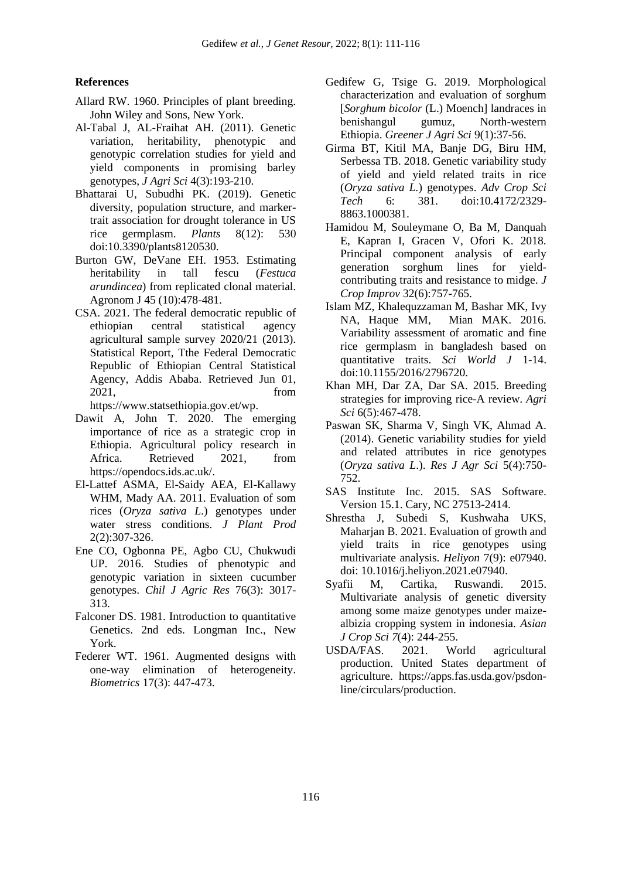## References

Allard RW. 1960. Principles of plant breeding. John Wiley and Sons, New York.

Al-Tabal J, AL-Fraihat AH. (2011). Genetic variation, heritability, phenotypic and genotypic correlation studies for yield and yield components in promising barley genotypes, *J Agri Sci* 4(3):193-210.

Bhattarai U, Subudhi PK. (2019). Genetic diversity, population structure, and marker-trait association for drought tolerance in US rice germplasm. *Plants* 8(12): 530 doi:10.3390/plants8120530.

Burton GW, DeVane EH. 1953. Estimating heritability in tall fescu (*Festuca arundincea*) from replicated clonal material. Agronom J 45 (10):478-481.

CSA. 2021. The federal democratic republic of ethiopian central statistical agency agricultural sample survey 2020/21 (2013). Statistical Report, Tthe Federal Democratic Republic of Ethiopian Central Statistical Agency, Addis Ababa. Retrieved Jun 01, 2021, from https://www.statsethiopia.gov.et/wp.

Dawit A, John T. 2020. The emerging importance of rice as a strategic crop in Ethiopia. Agricultural policy research in Africa. Retrieved 2021, from https://opendocs.ids.ac.uk/.

El-Lattef ASMA, El-Saidy AEA, El-Kallawy WHM, Mady AA. 2011. Evaluation of som rices (*Oryza sativa L*.) genotypes under water stress conditions. *J Plant Prod* 2(2):307-326.

Ene CO, Ogbonna PE, Agbo CU, Chukwudi UP. 2016. Studies of phenotypic and genotypic variation in sixteen cucumber genotypes. *Chil J Agric Res* 76(3): 3017-313.

Falconer DS. 1981. Introduction to quantitative Genetics. 2nd eds. Longman Inc., New York.

Federer WT. 1961. Augmented designs with one-way elimination of heterogeneity. *Biometrics* 17(3): 447-473.

Gedifew G, Tsige G. 2019. Morphological characterization and evaluation of sorghum [*Sorghum bicolor* (L.) Moench] landraces in benishangul gumuz, North-western Ethiopia. *Greener J Agri Sci* 9(1):37-56.

Girma BT, Kitil MA, Banje DG, Biru HM, Serbessa TB. 2018. Genetic variability study of yield and yield related traits in rice (*Oryza sativa L.*) genotypes. *Adv Crop Sci Tech* 6: 381. doi:10.4172/2329-8863.1000381.

Hamidou M, Souleymane O, Ba M, Danquah E, Kapran I, Gracen V, Ofori K. 2018. Principal component analysis of early generation sorghum lines for yield-contributing traits and resistance to midge. *J Crop Improv* 32(6):757-765.

Islam MZ, Khalequzzaman M, Bashar MK, Ivy NA, Haque MM, Mian MAK. 2016. Variability assessment of aromatic and fine rice germplasm in bangladesh based on quantitative traits. *Sci World J* 1-14. doi:10.1155/2016/2796720.

Khan MH, Dar ZA, Dar SA. 2015. Breeding strategies for improving rice-A review. *Agri Sci* 6(5):467-478.

Paswan SK, Sharma V, Singh VK, Ahmad A. (2014). Genetic variability studies for yield and related attributes in rice genotypes (*Oryza sativa L*.). *Res J Agr Sci* 5(4):750-752.

SAS Institute Inc. 2015. SAS Software. Version 15.1. Cary, NC 27513-2414.

Shrestha J, Subedi S, Kushwaha UKS, Maharjan B. 2021. Evaluation of growth and yield traits in rice genotypes using multivariate analysis. *Heliyon* 7(9): e07940. doi: 10.1016/j.heliyon.2021.e07940.

Syafii M, Cartika, Ruswandi. 2015. Multivariate analysis of genetic diversity among some maize genotypes under maize-albizia cropping system in indonesia. *Asian J Crop Sci 7*(4): 244-255.

USDA/FAS. 2021. World agricultural production. United States department of agriculture. https://apps.fas.usda.gov/psdonline/circulars/production.